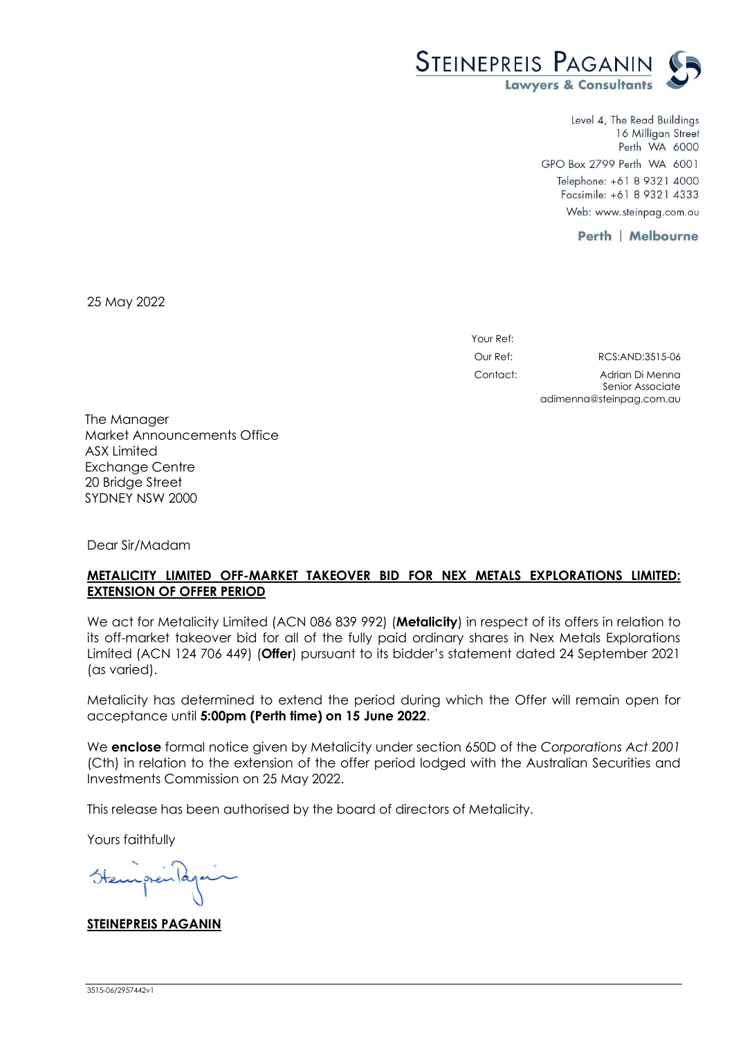**STEINEPREIS PAGANIN**
Lawyers & Consultants

Level 4, The Read Buildings
16 Milligan Street
Perth WA 6000

GPO Box 2799 Perth WA 6001
Telephone: +61 8 9321 4000
Facsimile: +61 8 9321 4333
Web: www.steinpag.com.au

**Perth | Melbourne**

25 May 2022

Your Ref:
Our Ref: RCS:AND:3515-06
Contact: Adrian Di Menna
Senior Associate
adimenna@steinpag.com.au

The Manager
Market Announcements Office
ASX Limited
Exchange Centre
20 Bridge Street
SYDNEY NSW 2000

Dear Sir/Madam

**METALICITY LIMITED OFF-MARKET TAKEOVER BID FOR NEX METALS EXPLORATIONS LIMITED: EXTENSION OF OFFER PERIOD**

We act for Metalicity Limited (ACN 086 839 992) (**Metalicity**) in respect of its offers in relation to its off-market takeover bid for all of the fully paid ordinary shares in Nex Metals Explorations Limited (ACN 124 706 449) (**Offer**) pursuant to its bidder's statement dated 24 September 2021 (as varied).

Metalicity has determined to extend the period during which the Offer will remain open for acceptance until **5:00pm (Perth time) on 15 June 2022**.

We **enclose** formal notice given by Metalicity under section 650D of the *Corporations Act 2001* (Cth) in relation to the extension of the offer period lodged with the Australian Securities and Investments Commission on 25 May 2022.

This release has been authorised by the board of directors of Metalicity.

Yours faithfully

**STEINEPREIS PAGANIN**

3515-06/2957442v1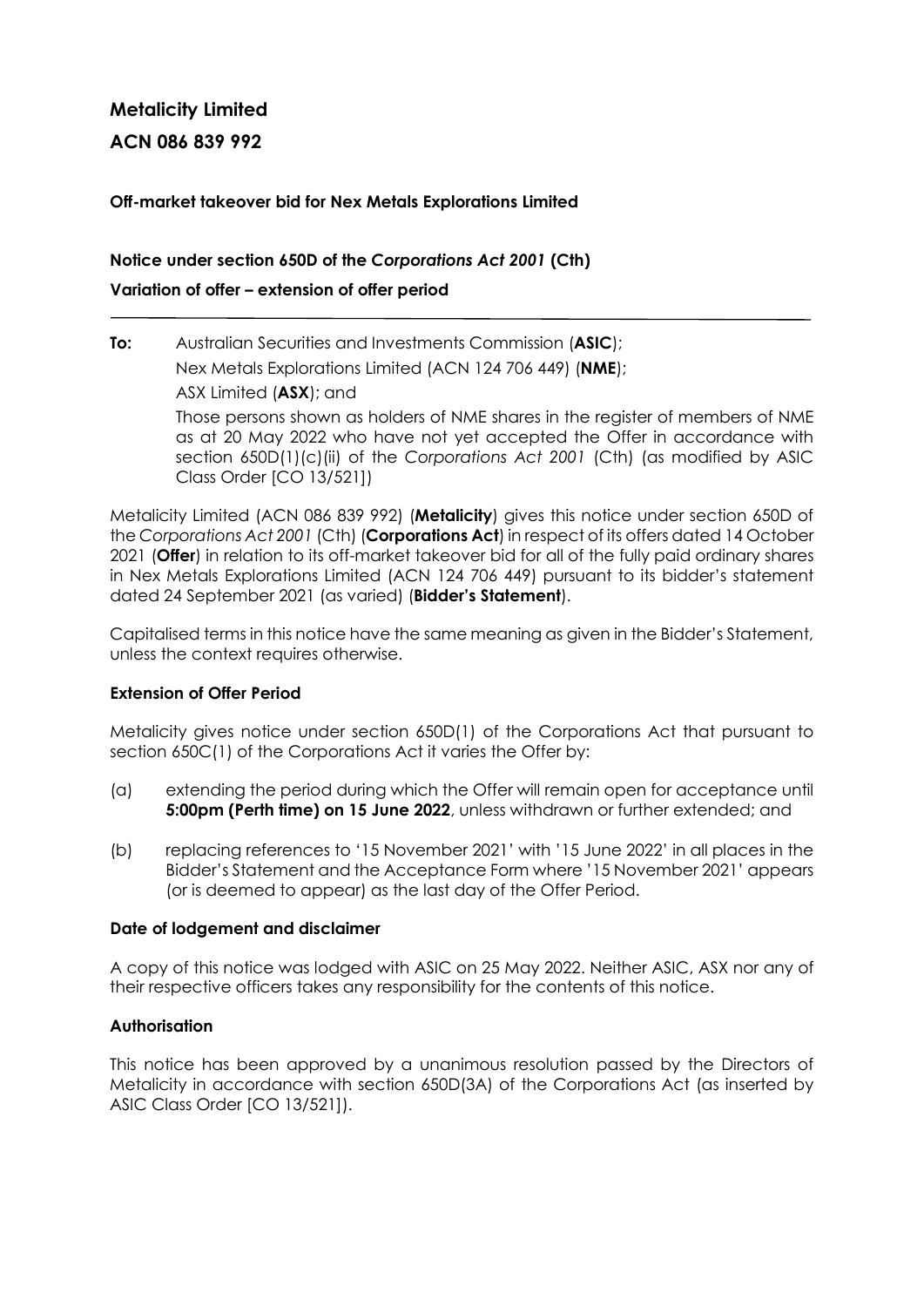# Metalicity Limited

## ACN 086 839 992

**Off-market takeover bid for Nex Metals Explorations Limited**

**Notice under section 650D of the *Corporations Act 2001* (Cth)**

**Variation of offer – extension of offer period**

---

**To:** Australian Securities and Investments Commission (**ASIC**);

Nex Metals Explorations Limited (ACN 124 706 449) (**NME**);

ASX Limited (**ASX**); and

Those persons shown as holders of NME shares in the register of members of NME as at 20 May 2022 who have not yet accepted the Offer in accordance with section 650D(1)(c)(ii) of the *Corporations Act 2001* (Cth) (as modified by ASIC Class Order [CO 13/521])

Metalicity Limited (ACN 086 839 992) (**Metalicity**) gives this notice under section 650D of the *Corporations Act 2001* (Cth) (**Corporations Act**) in respect of its offers dated 14 October 2021 (**Offer**) in relation to its off-market takeover bid for all of the fully paid ordinary shares in Nex Metals Explorations Limited (ACN 124 706 449) pursuant to its bidder's statement dated 24 September 2021 (as varied) (**Bidder's Statement**).

Capitalised terms in this notice have the same meaning as given in the Bidder's Statement, unless the context requires otherwise.

**Extension of Offer Period**

Metalicity gives notice under section 650D(1) of the Corporations Act that pursuant to section 650C(1) of the Corporations Act it varies the Offer by:

(a) extending the period during which the Offer will remain open for acceptance until **5:00pm (Perth time) on 15 June 2022**, unless withdrawn or further extended; and

(b) replacing references to '15 November 2021' with '15 June 2022' in all places in the Bidder's Statement and the Acceptance Form where '15 November 2021' appears (or is deemed to appear) as the last day of the Offer Period.

**Date of lodgement and disclaimer**

A copy of this notice was lodged with ASIC on 25 May 2022. Neither ASIC, ASX nor any of their respective officers takes any responsibility for the contents of this notice.

**Authorisation**

This notice has been approved by a unanimous resolution passed by the Directors of Metalicity in accordance with section 650D(3A) of the Corporations Act (as inserted by ASIC Class Order [CO 13/521]).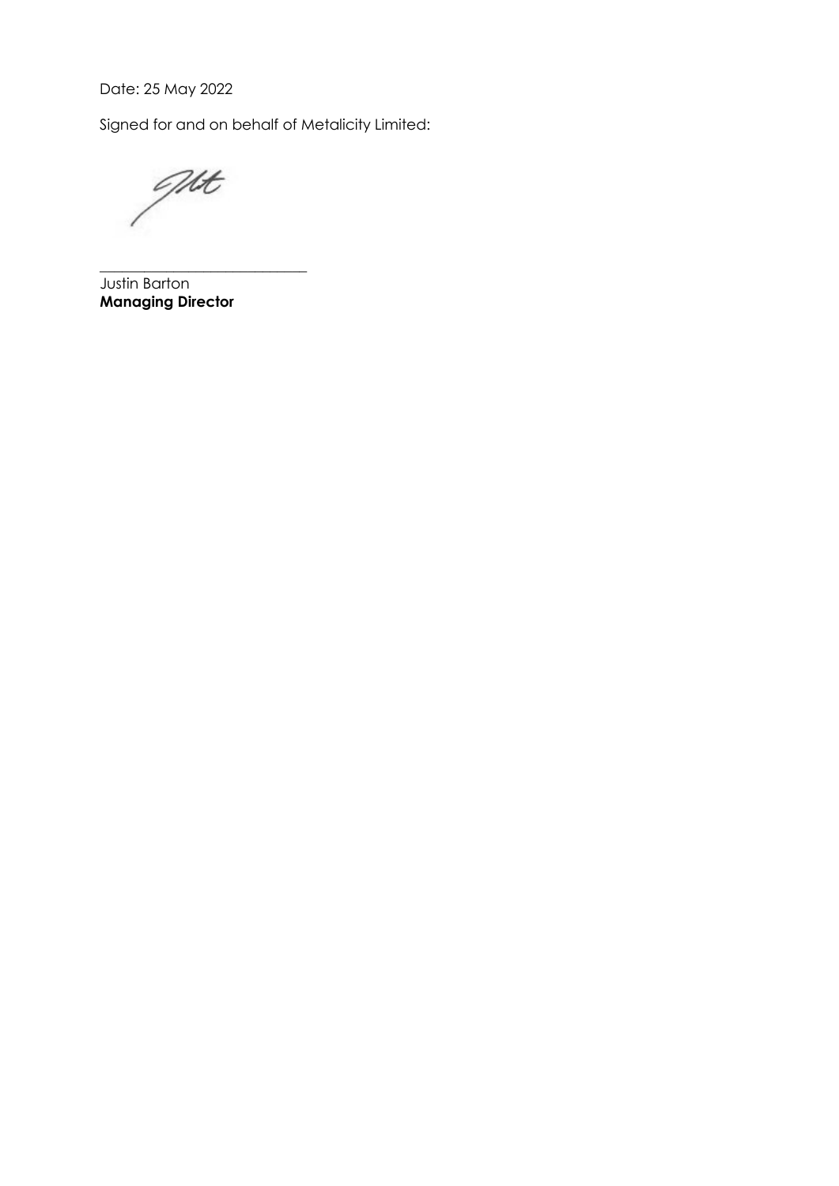Date: 25 May 2022

Signed for and on behalf of Metalicity Limited:

___________________________

Justin Barton
**Managing Director**